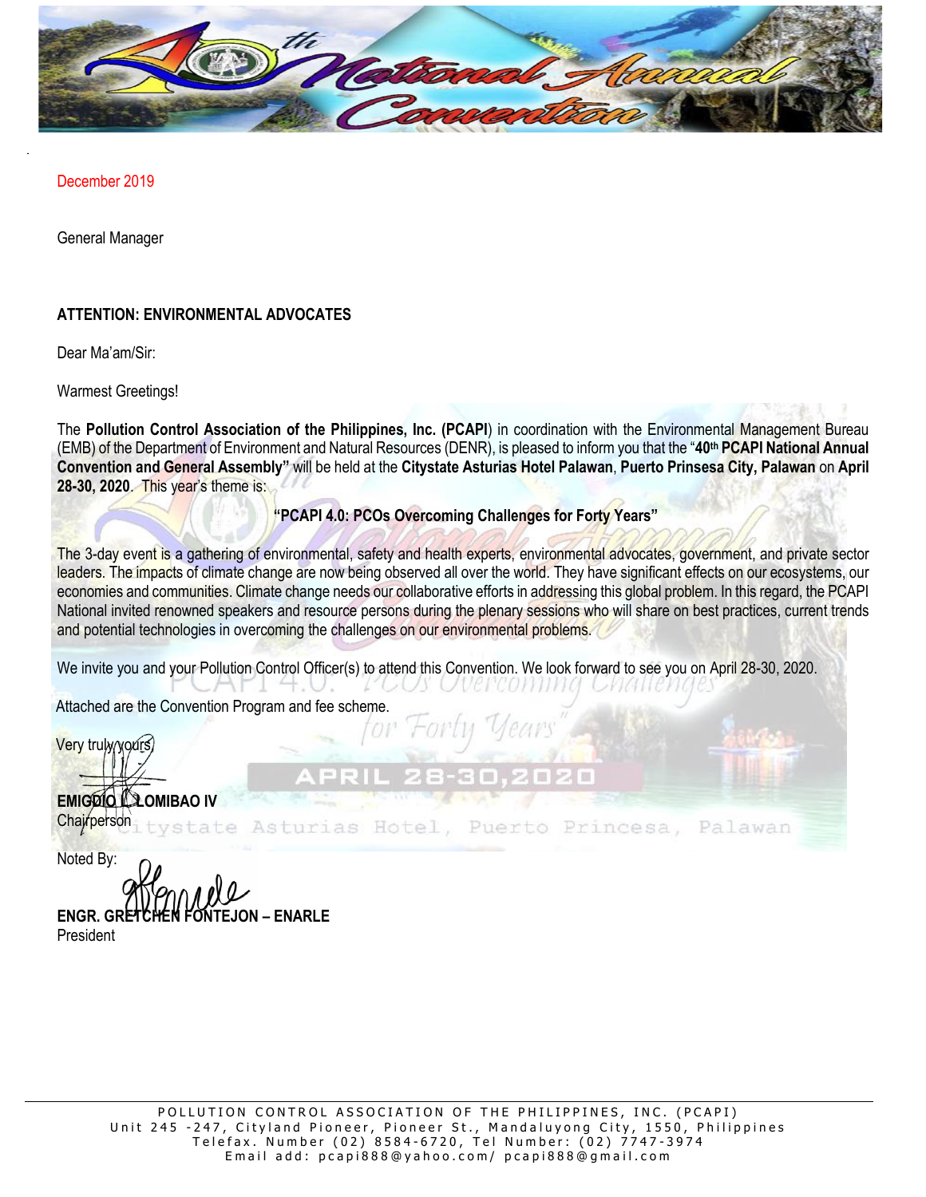December 2019

General Manager

**ATTENTION: ENVIRONMENTAL ADVOCATES**

Dear Ma'am/Sir:

Warmest Greetings!

The **Pollution Control Association of the Philippines, Inc. (PCAPI**) in coordination with the Environmental Management Bureau (EMB) of the Department of Environment and Natural Resources (DENR), is pleased to inform you that the "**40th PCAPI National Annual Convention and General Assembly"** will be held at the **Citystate Asturias Hotel Palawan**, **Puerto Prinsesa City, Palawan** on **April 28-30, 2020**. This year's theme is:

**"PCAPI 4.0: PCOs Overcoming Challenges for Forty Years"**

The 3-day event is a gathering of environmental, safety and health experts, environmental advocates, government, and private sector leaders. The impacts of climate change are now being observed all over the world. They have significant effects on our ecosystems, our economies and communities. Climate change needs our collaborative efforts in addressing this global problem. In this regard, the PCAPI National invited renowned speakers and resource persons during the plenary sessions who will share on best practices, current trends and potential technologies in overcoming the challenges on our environmental problems.

We invite you and your Pollution Control Officer(s) to attend this Convention. We look forward to see you on April 28-30, 2020.

Attached are the Convention Program and fee scheme.

Very truly yours,

**EMIGDIO L. LOMIBAO IV**
Chairperson

Noted By:

**ENGR. GRETCHEN FONTEJON – ENARLE**
President

POLLUTION CONTROL ASSOCIATION OF THE PHILIPPINES, INC. (PCAPI)
Unit 245 -247, Cityland Pioneer, Pioneer St., Mandaluyong City, 1550, Philippines
Telefax. Number (02) 8584-6720, Tel Number: (02) 7747-3974
Email add: pcapi888@yahoo.com/ pcapi888@gmail.com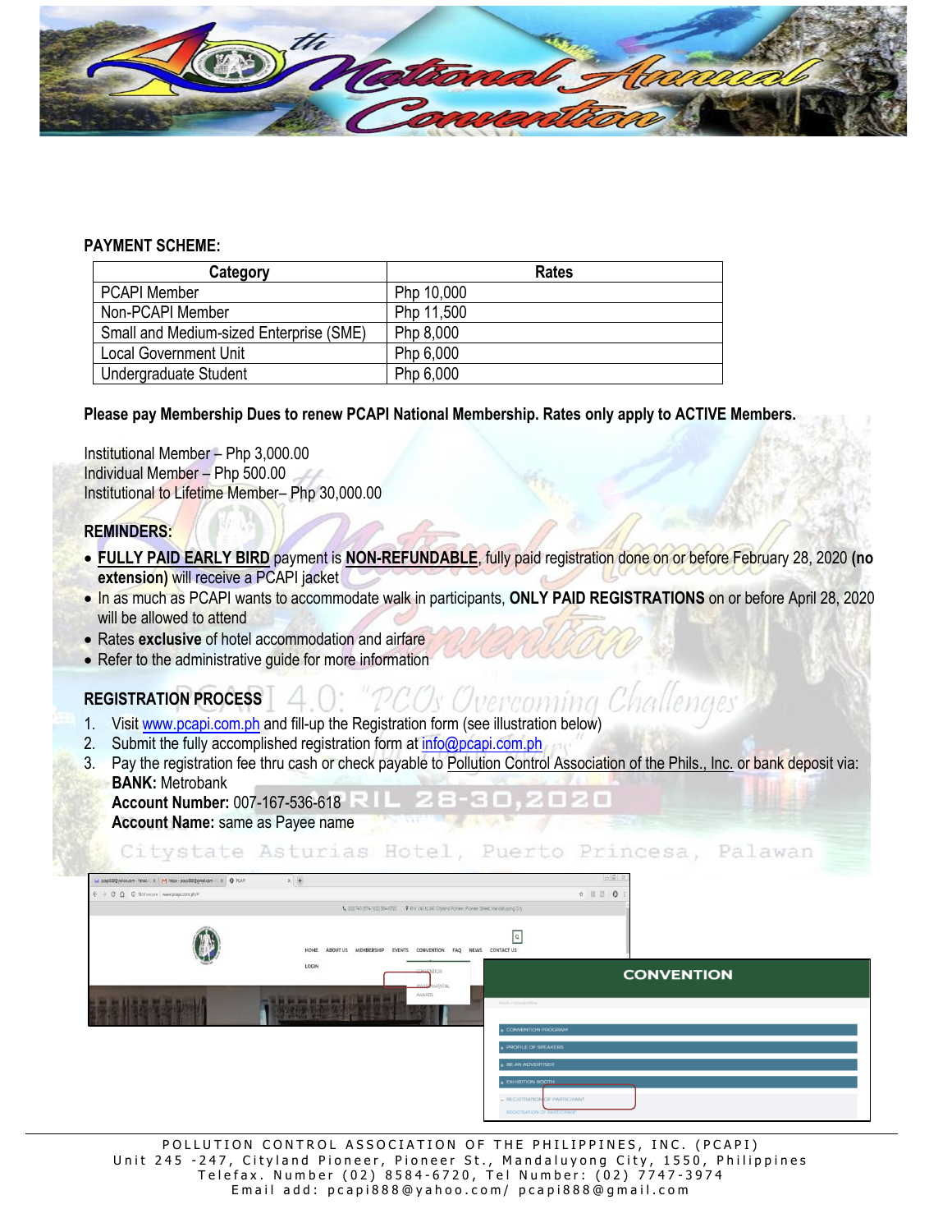**PAYMENT SCHEME:**

| Category | Rates |
|---|---|
| PCAPI Member | Php 10,000 |
| Non-PCAPI Member | Php 11,500 |
| Small and Medium-sized Enterprise (SME) | Php 8,000 |
| Local Government Unit | Php 6,000 |
| Undergraduate Student | Php 6,000 |

**Please pay Membership Dues to renew PCAPI National Membership. Rates only apply to ACTIVE Members.**

Institutional Member – Php 3,000.00
Individual Member – Php 500.00
Institutional to Lifetime Member– Php 30,000.00

**REMINDERS:**

- **FULLY PAID EARLY BIRD** payment is **NON-REFUNDABLE**, fully paid registration done on or before February 28, 2020 **(no extension)** will receive a PCAPI jacket
- In as much as PCAPI wants to accommodate walk in participants, **ONLY PAID REGISTRATIONS** on or before April 28, 2020 will be allowed to attend
- Rates **exclusive** of hotel accommodation and airfare
- Refer to the administrative guide for more information

**REGISTRATION PROCESS**

1. Visit www.pcapi.com.ph and fill-up the Registration form (see illustration below)
2. Submit the fully accomplished registration form at info@pcapi.com.ph
3. Pay the registration fee thru cash or check payable to Pollution Control Association of the Phils., Inc. or bank deposit via:
   **BANK:** Metrobank
   **Account Number:** 007-167-536-618
   **Account Name:** same as Payee name

POLLUTION CONTROL ASSOCIATION OF THE PHILIPPINES, INC. (PCAPI)
Unit 245 -247, Cityland Pioneer, Pioneer St., Mandaluyong City, 1550, Philippines
Telefax. Number (02) 8584-6720, Tel Number: (02) 7747-3974
Email add: pcapi888@yahoo.com/ pcapi888@gmail.com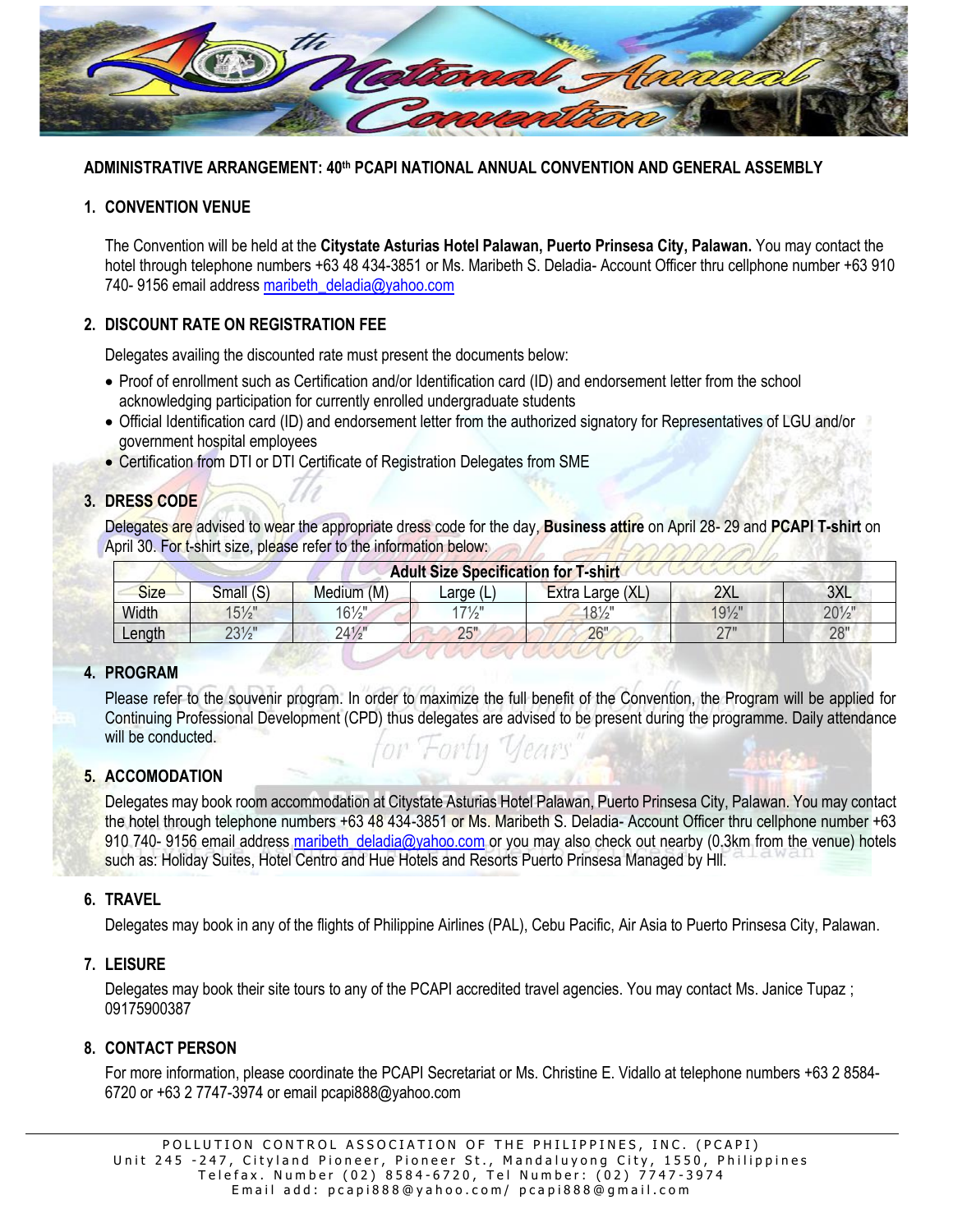## ADMINISTRATIVE ARRANGEMENT: 40th PCAPI NATIONAL ANNUAL CONVENTION AND GENERAL ASSEMBLY

### 1. CONVENTION VENUE

The Convention will be held at the **Citystate Asturias Hotel Palawan, Puerto Prinsesa City, Palawan.** You may contact the hotel through telephone numbers +63 48 434-3851 or Ms. Maribeth S. Deladia- Account Officer thru cellphone number +63 910 740- 9156 email address maribeth_deladia@yahoo.com

### 2. DISCOUNT RATE ON REGISTRATION FEE

Delegates availing the discounted rate must present the documents below:

- Proof of enrollment such as Certification and/or Identification card (ID) and endorsement letter from the school acknowledging participation for currently enrolled undergraduate students
- Official Identification card (ID) and endorsement letter from the authorized signatory for Representatives of LGU and/or government hospital employees
- Certification from DTI or DTI Certificate of Registration Delegates from SME

### 3. DRESS CODE

Delegates are advised to wear the appropriate dress code for the day, **Business attire** on April 28- 29 and **PCAPI T-shirt** on April 30. For t-shirt size, please refer to the information below:

| Adult Size Specification for T-shirt | | | | | | |
|---|---|---|---|---|---|---|
| Size | Small (S) | Medium (M) | Large (L) | Extra Large (XL) | 2XL | 3XL |
| Width | 15½" | 16½" | 17½" | 18½" | 19½" | 20½" |
| Length | 23½" | 24½" | 25" | 26" | 27" | 28" |

### 4. PROGRAM

Please refer to the souvenir program. In order to maximize the full benefit of the Convention, the Program will be applied for Continuing Professional Development (CPD) thus delegates are advised to be present during the programme. Daily attendance will be conducted.

### 5. ACCOMODATION

Delegates may book room accommodation at Citystate Asturias Hotel Palawan, Puerto Prinsesa City, Palawan. You may contact the hotel through telephone numbers +63 48 434-3851 or Ms. Maribeth S. Deladia- Account Officer thru cellphone number +63 910 740- 9156 email address maribeth_deladia@yahoo.com or you may also check out nearby (0.3km from the venue) hotels such as: Holiday Suites, Hotel Centro and Hue Hotels and Resorts Puerto Prinsesa Managed by HII.

### 6. TRAVEL

Delegates may book in any of the flights of Philippine Airlines (PAL), Cebu Pacific, Air Asia to Puerto Prinsesa City, Palawan.

### 7. LEISURE

Delegates may book their site tours to any of the PCAPI accredited travel agencies. You may contact Ms. Janice Tupaz ; 09175900387

### 8. CONTACT PERSON

For more information, please coordinate the PCAPI Secretariat or Ms. Christine E. Vidallo at telephone numbers +63 2 8584-6720 or +63 2 7747-3974 or email pcapi888@yahoo.com

POLLUTION CONTROL ASSOCIATION OF THE PHILIPPINES, INC. (PCAPI)
Unit 245 -247, Cityland Pioneer, Pioneer St., Mandaluyong City, 1550, Philippines
Telefax. Number (02) 8584-6720, Tel Number: (02) 7747-3974
Email add: pcapi888@yahoo.com/ pcapi888@gmail.com